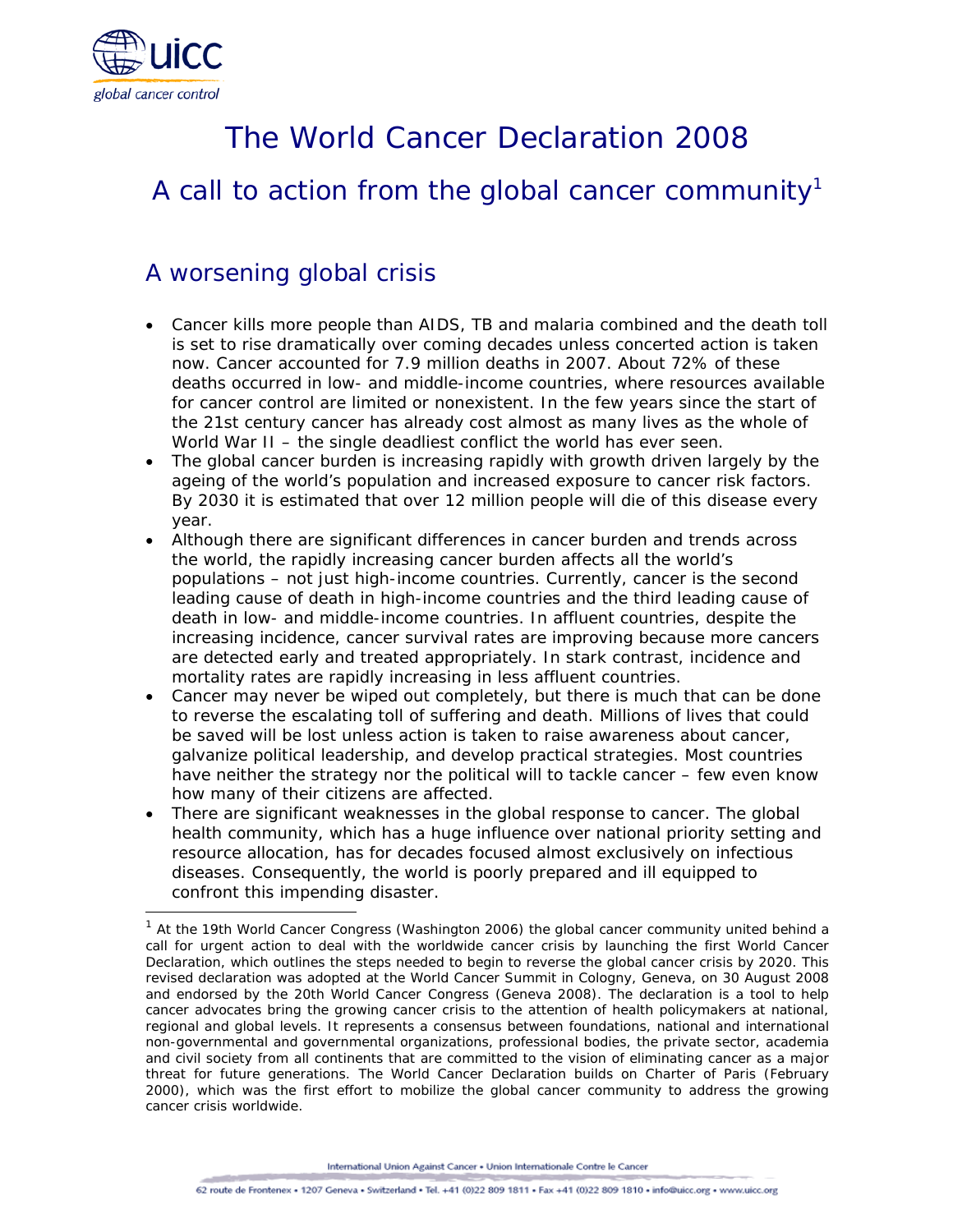# The World Cancer Declaration 2008

## A call to action from the global cancer community[1]

## A worsening global crisis

- Cancer kills more people than AIDS, TB and malaria combined and the death toll is set to rise dramatically over coming decades unless concerted action is taken now. Cancer accounted for 7.9 million deaths in 2007. About 72% of these deaths occurred in low- and middle-income countries, where resources available for cancer control are limited or nonexistent. In the few years since the start of the 21st century cancer has already cost almost as many lives as the whole of World War II – the single deadliest conflict the world has ever seen.
- The global cancer burden is increasing rapidly with growth driven largely by the ageing of the world's population and increased exposure to cancer risk factors. By 2030 it is estimated that over 12 million people will die of this disease every year.
- Although there are significant differences in cancer burden and trends across the world, the rapidly increasing cancer burden affects all the world's populations – not just high-income countries. Currently, cancer is the second leading cause of death in high-income countries and the third leading cause of death in low- and middle-income countries. In affluent countries, despite the increasing incidence, cancer survival rates are improving because more cancers are detected early and treated appropriately. In stark contrast, incidence and mortality rates are rapidly increasing in less affluent countries.
- Cancer may never be wiped out completely, but there is much that can be done to reverse the escalating toll of suffering and death. Millions of lives that could be saved will be lost unless action is taken to raise awareness about cancer, galvanize political leadership, and develop practical strategies. Most countries have neither the strategy nor the political will to tackle cancer – few even know how many of their citizens are affected.
- There are significant weaknesses in the global response to cancer. The global health community, which has a huge influence over national priority setting and resource allocation, has for decades focused almost exclusively on infectious diseases. Consequently, the world is poorly prepared and ill equipped to confront this impending disaster.

[1] At the 19th World Cancer Congress (Washington 2006) the global cancer community united behind a call for urgent action to deal with the worldwide cancer crisis by launching the first World Cancer Declaration, which outlines the steps needed to begin to reverse the global cancer crisis by 2020. This revised declaration was adopted at the World Cancer Summit in Cologny, Geneva, on 30 August 2008 and endorsed by the 20th World Cancer Congress (Geneva 2008). The declaration is a tool to help cancer advocates bring the growing cancer crisis to the attention of health policymakers at national, regional and global levels. It represents a consensus between foundations, national and international non-governmental and governmental organizations, professional bodies, the private sector, academia and civil society from all continents that are committed to the vision of eliminating cancer as a major threat for future generations. The World Cancer Declaration builds on Charter of Paris (February 2000), which was the first effort to mobilize the global cancer community to address the growing cancer crisis worldwide.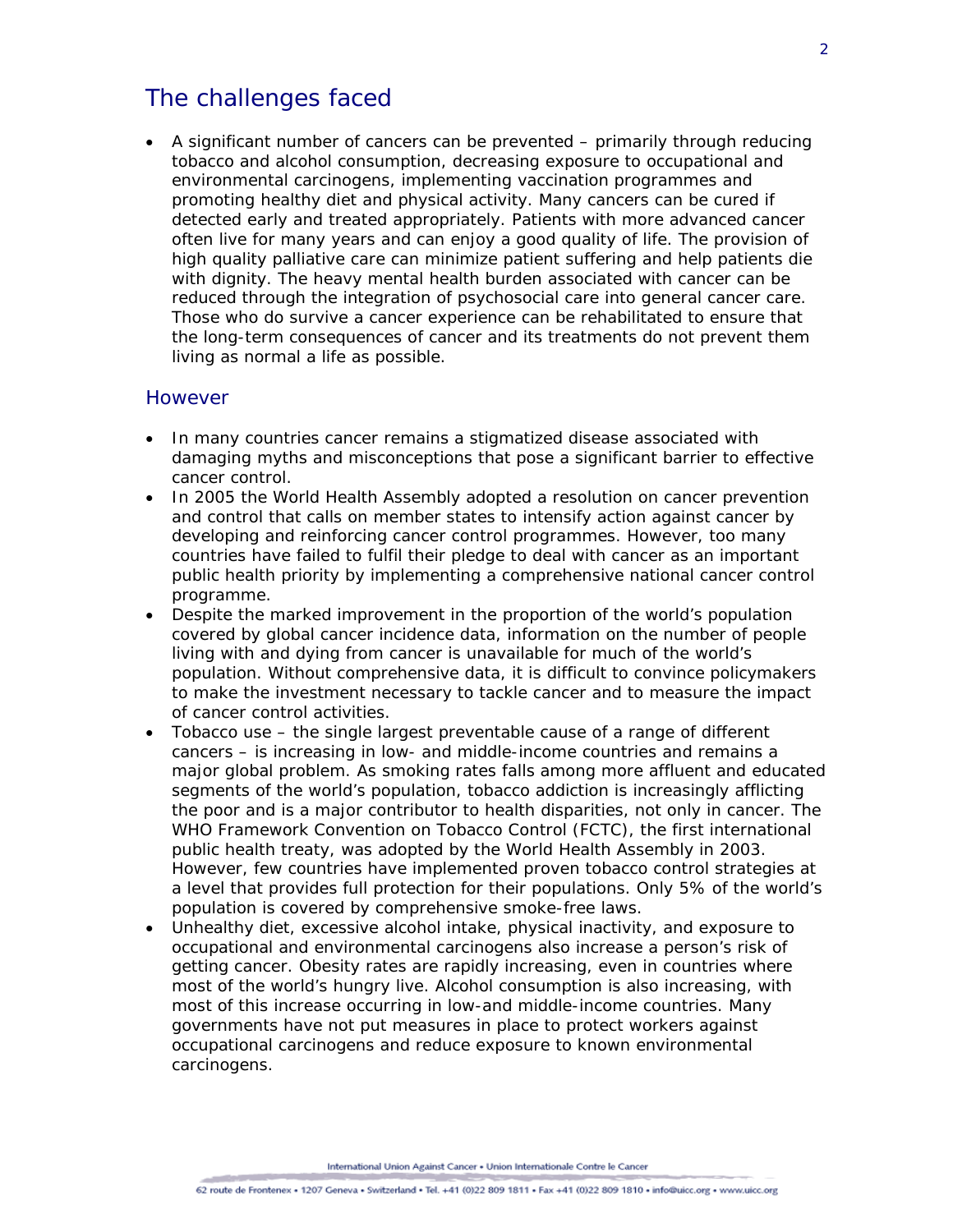## The challenges faced

- A significant number of cancers can be prevented – primarily through reducing tobacco and alcohol consumption, decreasing exposure to occupational and environmental carcinogens, implementing vaccination programmes and promoting healthy diet and physical activity. Many cancers can be cured if detected early and treated appropriately. Patients with more advanced cancer often live for many years and can enjoy a good quality of life. The provision of high quality palliative care can minimize patient suffering and help patients die with dignity. The heavy mental health burden associated with cancer can be reduced through the integration of psychosocial care into general cancer care. Those who do survive a cancer experience can be rehabilitated to ensure that the long-term consequences of cancer and its treatments do not prevent them living as normal a life as possible.

### However

- In many countries cancer remains a stigmatized disease associated with damaging myths and misconceptions that pose a significant barrier to effective cancer control.
- In 2005 the World Health Assembly adopted a resolution on cancer prevention and control that calls on member states to intensify action against cancer by developing and reinforcing cancer control programmes. However, too many countries have failed to fulfil their pledge to deal with cancer as an important public health priority by implementing a comprehensive national cancer control programme.
- Despite the marked improvement in the proportion of the world's population covered by global cancer incidence data, information on the number of people living with and dying from cancer is unavailable for much of the world's population. Without comprehensive data, it is difficult to convince policymakers to make the investment necessary to tackle cancer and to measure the impact of cancer control activities.
- Tobacco use – the single largest preventable cause of a range of different cancers – is increasing in low- and middle-income countries and remains a major global problem. As smoking rates falls among more affluent and educated segments of the world's population, tobacco addiction is increasingly afflicting the poor and is a major contributor to health disparities, not only in cancer. The WHO Framework Convention on Tobacco Control (FCTC), the first international public health treaty, was adopted by the World Health Assembly in 2003. However, few countries have implemented proven tobacco control strategies at a level that provides full protection for their populations. Only 5% of the world's population is covered by comprehensive smoke-free laws.
- Unhealthy diet, excessive alcohol intake, physical inactivity, and exposure to occupational and environmental carcinogens also increase a person's risk of getting cancer. Obesity rates are rapidly increasing, even in countries where most of the world's hungry live. Alcohol consumption is also increasing, with most of this increase occurring in low-and middle-income countries. Many governments have not put measures in place to protect workers against occupational carcinogens and reduce exposure to known environmental carcinogens.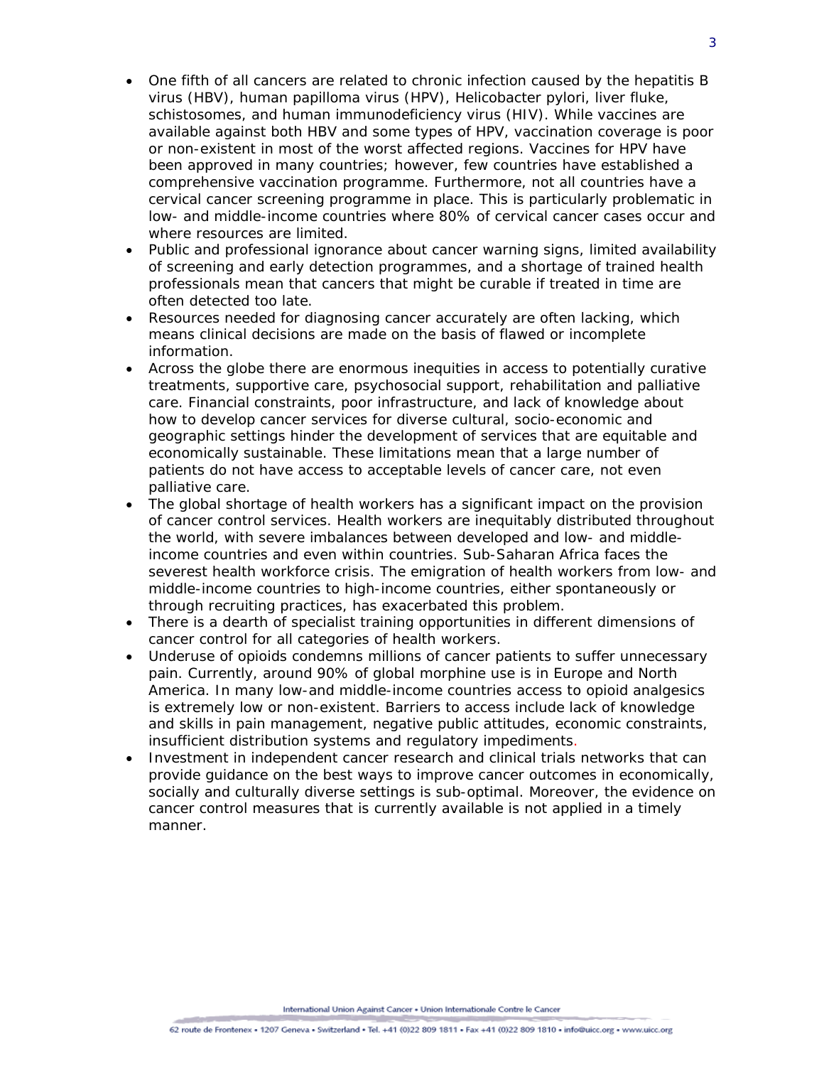- One fifth of all cancers are related to chronic infection caused by the hepatitis B virus (HBV), human papilloma virus (HPV), Helicobacter pylori, liver fluke, schistosomes, and human immunodeficiency virus (HIV). While vaccines are available against both HBV and some types of HPV, vaccination coverage is poor or non-existent in most of the worst affected regions. Vaccines for HPV have been approved in many countries; however, few countries have established a comprehensive vaccination programme. Furthermore, not all countries have a cervical cancer screening programme in place. This is particularly problematic in low- and middle-income countries where 80% of cervical cancer cases occur and where resources are limited.
- Public and professional ignorance about cancer warning signs, limited availability of screening and early detection programmes, and a shortage of trained health professionals mean that cancers that might be curable if treated in time are often detected too late.
- Resources needed for diagnosing cancer accurately are often lacking, which means clinical decisions are made on the basis of flawed or incomplete information.
- Across the globe there are enormous inequities in access to potentially curative treatments, supportive care, psychosocial support, rehabilitation and palliative care. Financial constraints, poor infrastructure, and lack of knowledge about how to develop cancer services for diverse cultural, socio-economic and geographic settings hinder the development of services that are equitable and economically sustainable. These limitations mean that a large number of patients do not have access to acceptable levels of cancer care, not even palliative care.
- The global shortage of health workers has a significant impact on the provision of cancer control services. Health workers are inequitably distributed throughout the world, with severe imbalances between developed and low- and middle-income countries and even within countries. Sub-Saharan Africa faces the severest health workforce crisis. The emigration of health workers from low- and middle-income countries to high-income countries, either spontaneously or through recruiting practices, has exacerbated this problem.
- There is a dearth of specialist training opportunities in different dimensions of cancer control for all categories of health workers.
- Underuse of opioids condemns millions of cancer patients to suffer unnecessary pain. Currently, around 90% of global morphine use is in Europe and North America. In many low-and middle-income countries access to opioid analgesics is extremely low or non-existent. Barriers to access include lack of knowledge and skills in pain management, negative public attitudes, economic constraints, insufficient distribution systems and regulatory impediments.
- Investment in independent cancer research and clinical trials networks that can provide guidance on the best ways to improve cancer outcomes in economically, socially and culturally diverse settings is sub-optimal. Moreover, the evidence on cancer control measures that is currently available is not applied in a timely manner.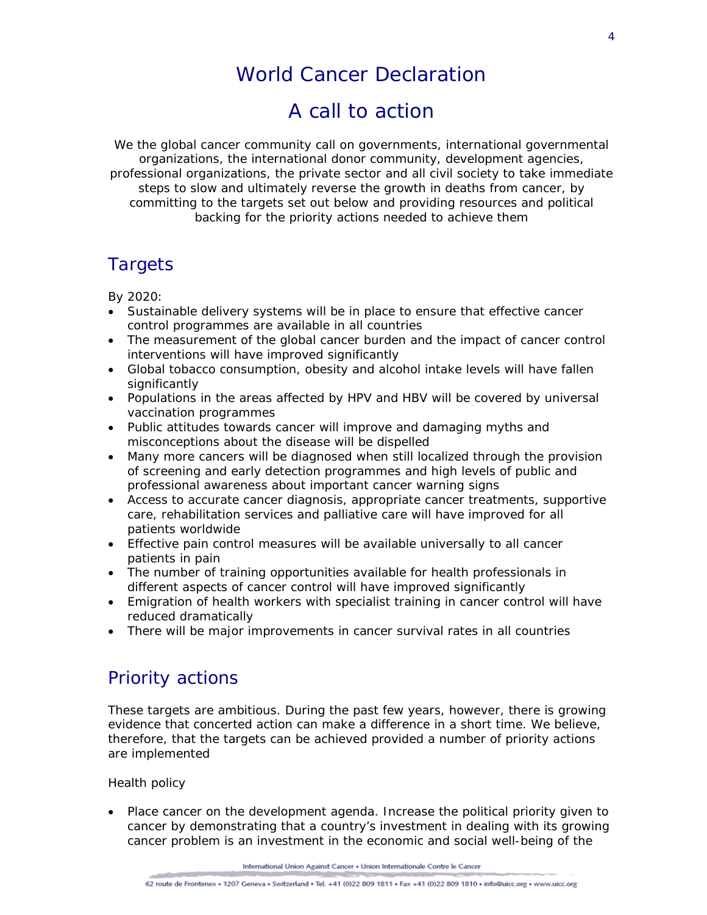# World Cancer Declaration

# A call to action

We the global cancer community call on governments, international governmental organizations, the international donor community, development agencies, professional organizations, the private sector and all civil society to take immediate steps to slow and ultimately reverse the growth in deaths from cancer, by committing to the targets set out below and providing resources and political backing for the priority actions needed to achieve them

## Targets

By 2020:

- Sustainable delivery systems will be in place to ensure that effective cancer control programmes are available in all countries
- The measurement of the global cancer burden and the impact of cancer control interventions will have improved significantly
- Global tobacco consumption, obesity and alcohol intake levels will have fallen significantly
- Populations in the areas affected by HPV and HBV will be covered by universal vaccination programmes
- Public attitudes towards cancer will improve and damaging myths and misconceptions about the disease will be dispelled
- Many more cancers will be diagnosed when still localized through the provision of screening and early detection programmes and high levels of public and professional awareness about important cancer warning signs
- Access to accurate cancer diagnosis, appropriate cancer treatments, supportive care, rehabilitation services and palliative care will have improved for all patients worldwide
- Effective pain control measures will be available universally to all cancer patients in pain
- The number of training opportunities available for health professionals in different aspects of cancer control will have improved significantly
- Emigration of health workers with specialist training in cancer control will have reduced dramatically
- There will be major improvements in cancer survival rates in all countries

## Priority actions

These targets are ambitious. During the past few years, however, there is growing evidence that concerted action can make a difference in a short time. We believe, therefore, that the targets can be achieved provided a number of priority actions are implemented

Health policy

- Place cancer on the development agenda. Increase the political priority given to cancer by demonstrating that a country's investment in dealing with its growing cancer problem is an investment in the economic and social well-being of the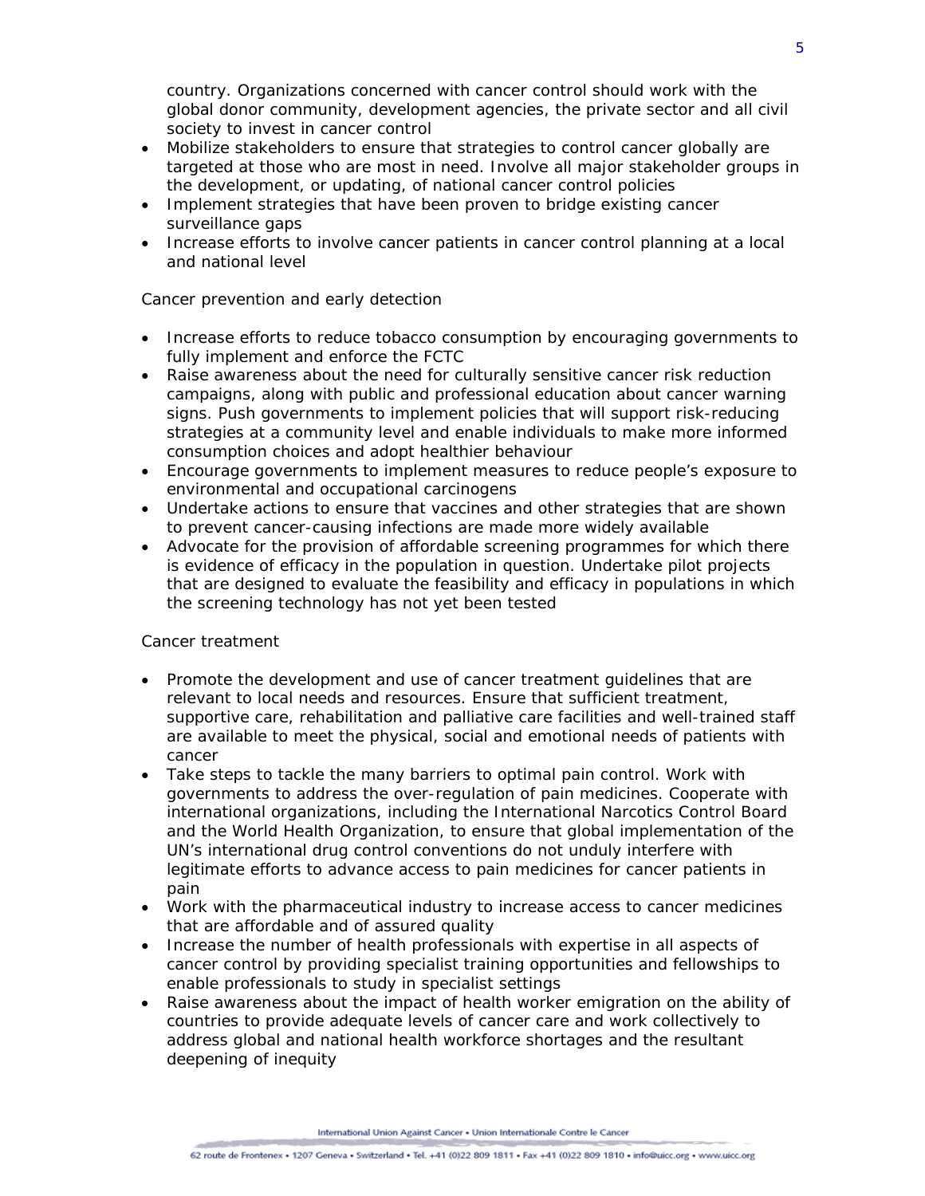country. Organizations concerned with cancer control should work with the global donor community, development agencies, the private sector and all civil society to invest in cancer control

- Mobilize stakeholders to ensure that strategies to control cancer globally are targeted at those who are most in need. Involve all major stakeholder groups in the development, or updating, of national cancer control policies
- Implement strategies that have been proven to bridge existing cancer surveillance gaps
- Increase efforts to involve cancer patients in cancer control planning at a local and national level

Cancer prevention and early detection

- Increase efforts to reduce tobacco consumption by encouraging governments to fully implement and enforce the FCTC
- Raise awareness about the need for culturally sensitive cancer risk reduction campaigns, along with public and professional education about cancer warning signs. Push governments to implement policies that will support risk-reducing strategies at a community level and enable individuals to make more informed consumption choices and adopt healthier behaviour
- Encourage governments to implement measures to reduce people's exposure to environmental and occupational carcinogens
- Undertake actions to ensure that vaccines and other strategies that are shown to prevent cancer-causing infections are made more widely available
- Advocate for the provision of affordable screening programmes for which there is evidence of efficacy in the population in question. Undertake pilot projects that are designed to evaluate the feasibility and efficacy in populations in which the screening technology has not yet been tested

Cancer treatment

- Promote the development and use of cancer treatment guidelines that are relevant to local needs and resources. Ensure that sufficient treatment, supportive care, rehabilitation and palliative care facilities and well-trained staff are available to meet the physical, social and emotional needs of patients with cancer
- Take steps to tackle the many barriers to optimal pain control. Work with governments to address the over-regulation of pain medicines. Cooperate with international organizations, including the International Narcotics Control Board and the World Health Organization, to ensure that global implementation of the UN's international drug control conventions do not unduly interfere with legitimate efforts to advance access to pain medicines for cancer patients in pain
- Work with the pharmaceutical industry to increase access to cancer medicines that are affordable and of assured quality
- Increase the number of health professionals with expertise in all aspects of cancer control by providing specialist training opportunities and fellowships to enable professionals to study in specialist settings
- Raise awareness about the impact of health worker emigration on the ability of countries to provide adequate levels of cancer care and work collectively to address global and national health workforce shortages and the resultant deepening of inequity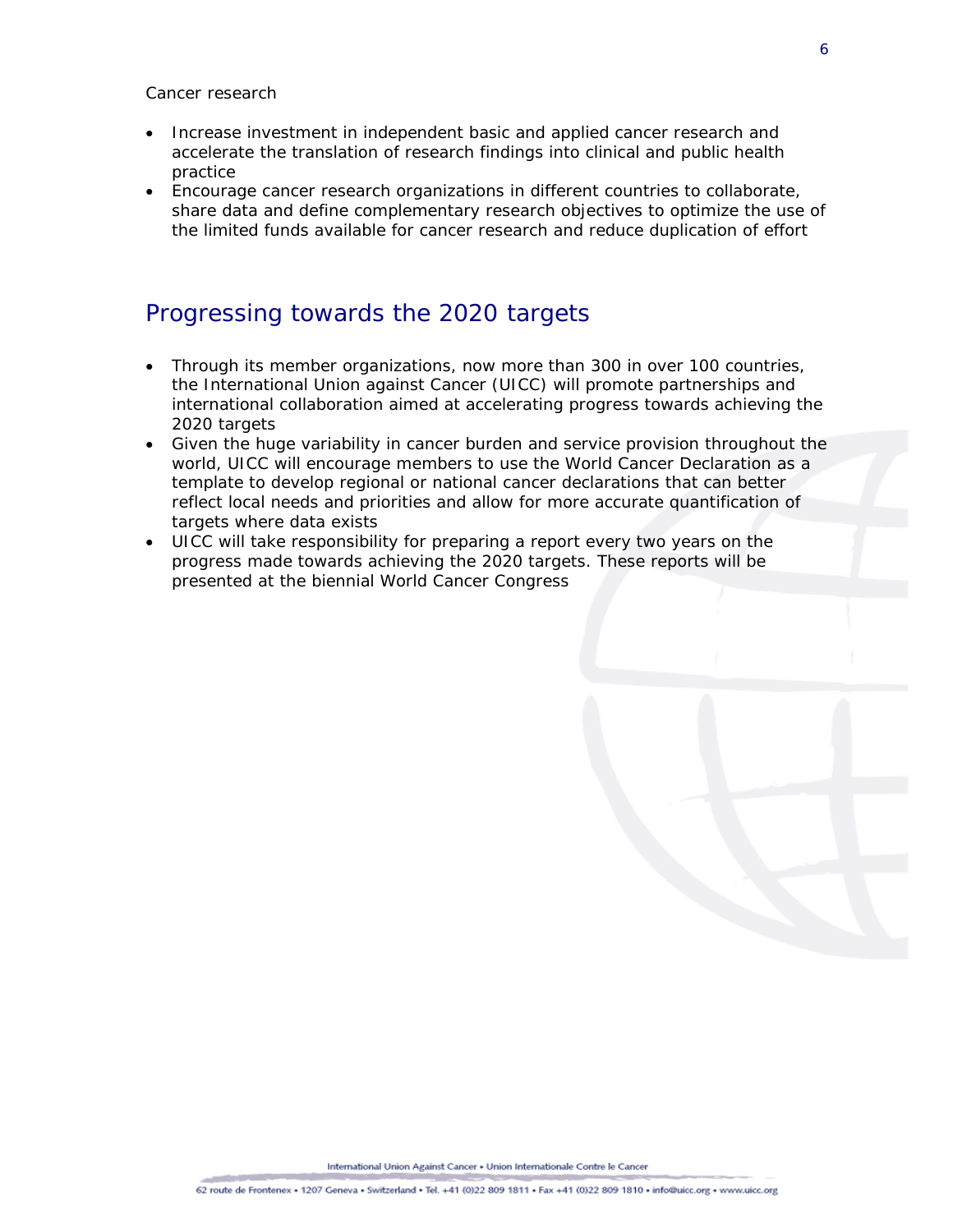Cancer research

- Increase investment in independent basic and applied cancer research and accelerate the translation of research findings into clinical and public health practice
- Encourage cancer research organizations in different countries to collaborate, share data and define complementary research objectives to optimize the use of the limited funds available for cancer research and reduce duplication of effort

## Progressing towards the 2020 targets

- Through its member organizations, now more than 300 in over 100 countries, the International Union against Cancer (UICC) will promote partnerships and international collaboration aimed at accelerating progress towards achieving the 2020 targets
- Given the huge variability in cancer burden and service provision throughout the world, UICC will encourage members to use the World Cancer Declaration as a template to develop regional or national cancer declarations that can better reflect local needs and priorities and allow for more accurate quantification of targets where data exists
- UICC will take responsibility for preparing a report every two years on the progress made towards achieving the 2020 targets. These reports will be presented at the biennial World Cancer Congress